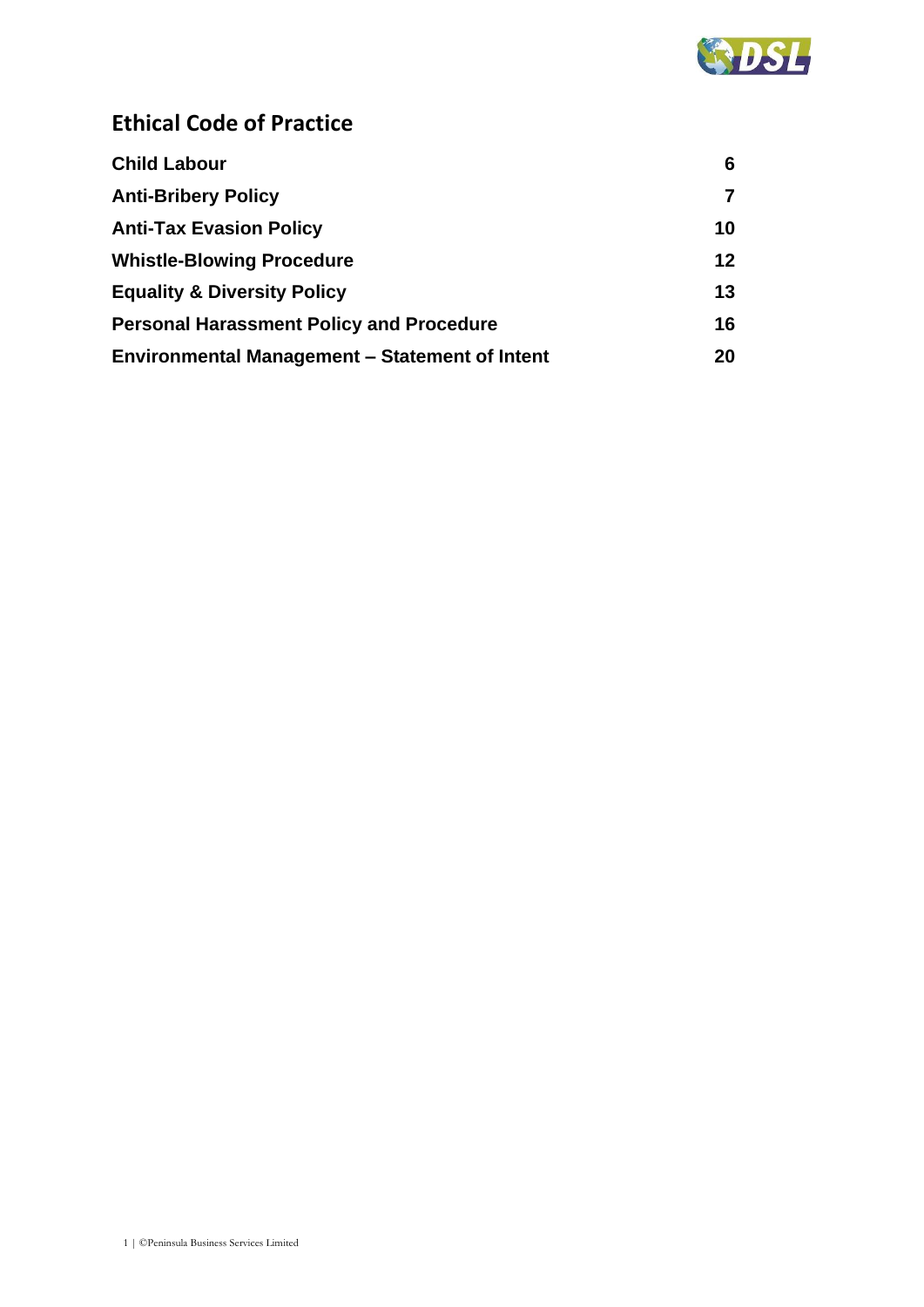# Ethical Code of Practice

| | |
|---|---|
| **Child Labour** | **6** |
| **Anti-Bribery Policy** | **7** |
| **Anti-Tax Evasion Policy** | **10** |
| **Whistle-Blowing Procedure** | **12** |
| **Equality & Diversity Policy** | **13** |
| **Personal Harassment Policy and Procedure** | **16** |
| **Environmental Management – Statement of Intent** | **20** |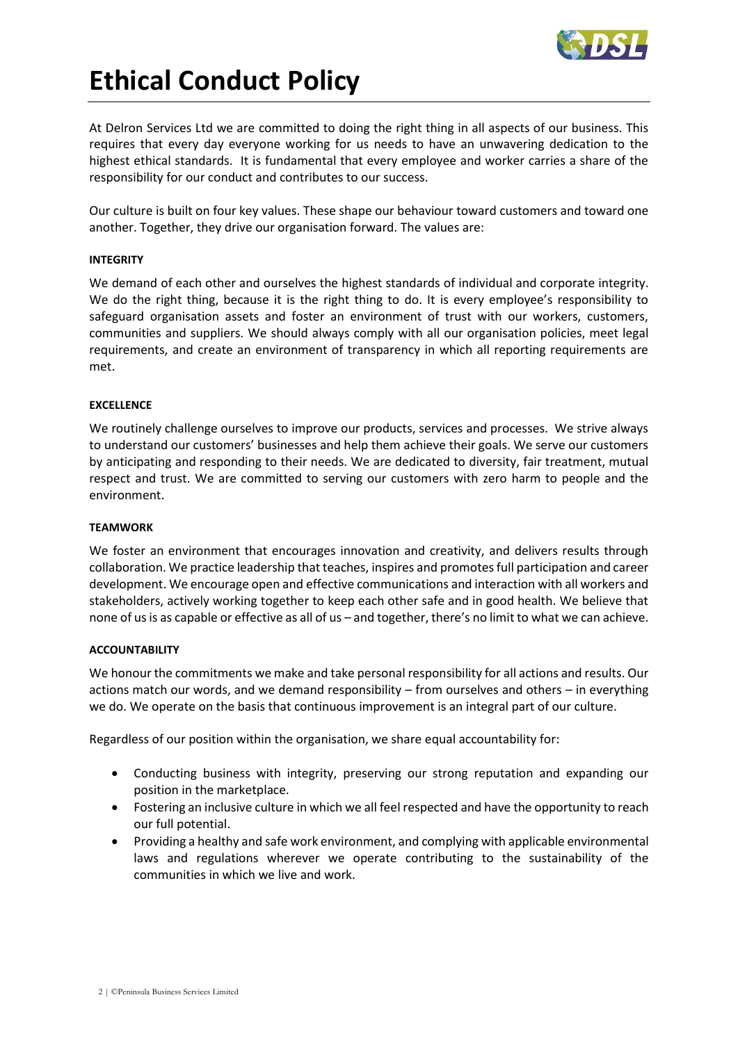# Ethical Conduct Policy

At Delron Services Ltd we are committed to doing the right thing in all aspects of our business. This requires that every day everyone working for us needs to have an unwavering dedication to the highest ethical standards. It is fundamental that every employee and worker carries a share of the responsibility for our conduct and contributes to our success.

Our culture is built on four key values. These shape our behaviour toward customers and toward one another. Together, they drive our organisation forward. The values are:

**INTEGRITY**

We demand of each other and ourselves the highest standards of individual and corporate integrity. We do the right thing, because it is the right thing to do. It is every employee's responsibility to safeguard organisation assets and foster an environment of trust with our workers, customers, communities and suppliers. We should always comply with all our organisation policies, meet legal requirements, and create an environment of transparency in which all reporting requirements are met.

**EXCELLENCE**

We routinely challenge ourselves to improve our products, services and processes. We strive always to understand our customers' businesses and help them achieve their goals. We serve our customers by anticipating and responding to their needs. We are dedicated to diversity, fair treatment, mutual respect and trust. We are committed to serving our customers with zero harm to people and the environment.

**TEAMWORK**

We foster an environment that encourages innovation and creativity, and delivers results through collaboration. We practice leadership that teaches, inspires and promotes full participation and career development. We encourage open and effective communications and interaction with all workers and stakeholders, actively working together to keep each other safe and in good health. We believe that none of us is as capable or effective as all of us – and together, there's no limit to what we can achieve.

**ACCOUNTABILITY**

We honour the commitments we make and take personal responsibility for all actions and results. Our actions match our words, and we demand responsibility – from ourselves and others – in everything we do. We operate on the basis that continuous improvement is an integral part of our culture.

Regardless of our position within the organisation, we share equal accountability for:

- Conducting business with integrity, preserving our strong reputation and expanding our position in the marketplace.
- Fostering an inclusive culture in which we all feel respected and have the opportunity to reach our full potential.
- Providing a healthy and safe work environment, and complying with applicable environmental laws and regulations wherever we operate contributing to the sustainability of the communities in which we live and work.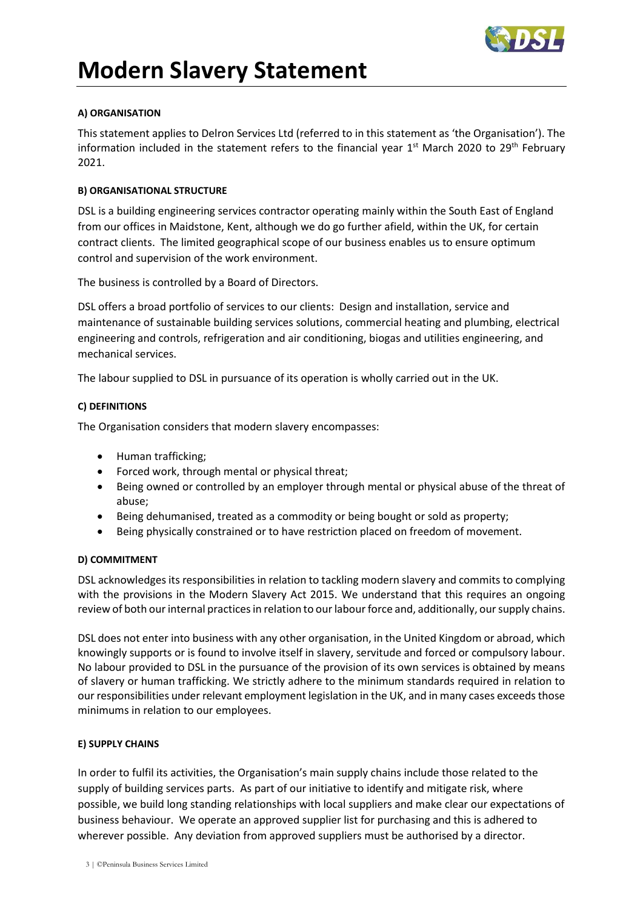# Modern Slavery Statement

**A) ORGANISATION**

This statement applies to Delron Services Ltd (referred to in this statement as 'the Organisation'). The information included in the statement refers to the financial year 1st March 2020 to 29th February 2021.

**B) ORGANISATIONAL STRUCTURE**

DSL is a building engineering services contractor operating mainly within the South East of England from our offices in Maidstone, Kent, although we do go further afield, within the UK, for certain contract clients. The limited geographical scope of our business enables us to ensure optimum control and supervision of the work environment.

The business is controlled by a Board of Directors.

DSL offers a broad portfolio of services to our clients: Design and installation, service and maintenance of sustainable building services solutions, commercial heating and plumbing, electrical engineering and controls, refrigeration and air conditioning, biogas and utilities engineering, and mechanical services.

The labour supplied to DSL in pursuance of its operation is wholly carried out in the UK.

**C) DEFINITIONS**

The Organisation considers that modern slavery encompasses:

- Human trafficking;
- Forced work, through mental or physical threat;
- Being owned or controlled by an employer through mental or physical abuse of the threat of abuse;
- Being dehumanised, treated as a commodity or being bought or sold as property;
- Being physically constrained or to have restriction placed on freedom of movement.

**D) COMMITMENT**

DSL acknowledges its responsibilities in relation to tackling modern slavery and commits to complying with the provisions in the Modern Slavery Act 2015. We understand that this requires an ongoing review of both our internal practices in relation to our labour force and, additionally, our supply chains.

DSL does not enter into business with any other organisation, in the United Kingdom or abroad, which knowingly supports or is found to involve itself in slavery, servitude and forced or compulsory labour. No labour provided to DSL in the pursuance of the provision of its own services is obtained by means of slavery or human trafficking. We strictly adhere to the minimum standards required in relation to our responsibilities under relevant employment legislation in the UK, and in many cases exceeds those minimums in relation to our employees.

**E) SUPPLY CHAINS**

In order to fulfil its activities, the Organisation's main supply chains include those related to the supply of building services parts. As part of our initiative to identify and mitigate risk, where possible, we build long standing relationships with local suppliers and make clear our expectations of business behaviour. We operate an approved supplier list for purchasing and this is adhered to wherever possible. Any deviation from approved suppliers must be authorised by a director.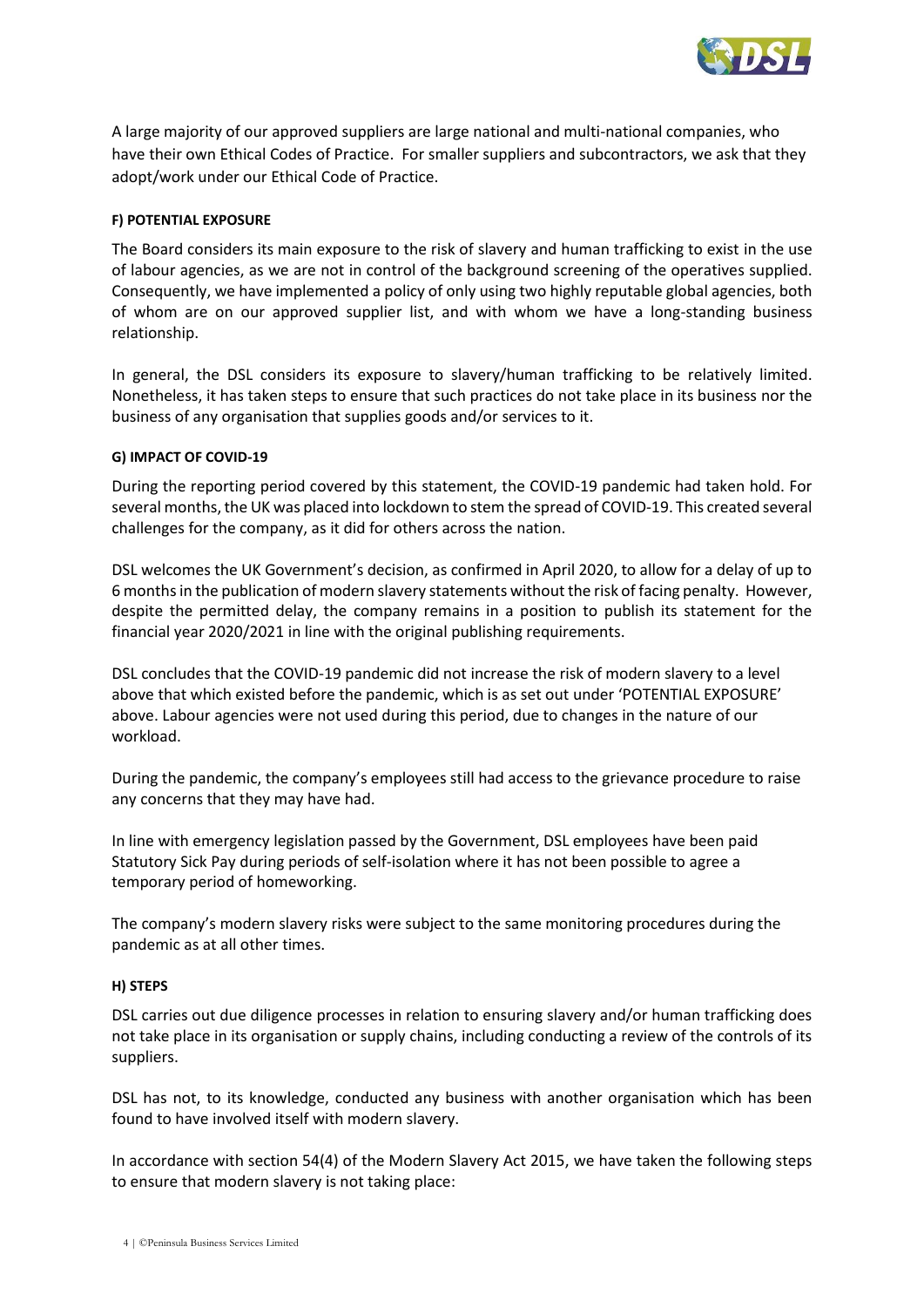A large majority of our approved suppliers are large national and multi-national companies, who have their own Ethical Codes of Practice. For smaller suppliers and subcontractors, we ask that they adopt/work under our Ethical Code of Practice.

#### F) POTENTIAL EXPOSURE

The Board considers its main exposure to the risk of slavery and human trafficking to exist in the use of labour agencies, as we are not in control of the background screening of the operatives supplied. Consequently, we have implemented a policy of only using two highly reputable global agencies, both of whom are on our approved supplier list, and with whom we have a long-standing business relationship.

In general, the DSL considers its exposure to slavery/human trafficking to be relatively limited. Nonetheless, it has taken steps to ensure that such practices do not take place in its business nor the business of any organisation that supplies goods and/or services to it.

#### G) IMPACT OF COVID-19

During the reporting period covered by this statement, the COVID-19 pandemic had taken hold. For several months, the UK was placed into lockdown to stem the spread of COVID-19. This created several challenges for the company, as it did for others across the nation.

DSL welcomes the UK Government's decision, as confirmed in April 2020, to allow for a delay of up to 6 months in the publication of modern slavery statements without the risk of facing penalty. However, despite the permitted delay, the company remains in a position to publish its statement for the financial year 2020/2021 in line with the original publishing requirements.

DSL concludes that the COVID-19 pandemic did not increase the risk of modern slavery to a level above that which existed before the pandemic, which is as set out under 'POTENTIAL EXPOSURE' above. Labour agencies were not used during this period, due to changes in the nature of our workload.

During the pandemic, the company's employees still had access to the grievance procedure to raise any concerns that they may have had.

In line with emergency legislation passed by the Government, DSL employees have been paid Statutory Sick Pay during periods of self-isolation where it has not been possible to agree a temporary period of homeworking.

The company's modern slavery risks were subject to the same monitoring procedures during the pandemic as at all other times.

#### H) STEPS

DSL carries out due diligence processes in relation to ensuring slavery and/or human trafficking does not take place in its organisation or supply chains, including conducting a review of the controls of its suppliers.

DSL has not, to its knowledge, conducted any business with another organisation which has been found to have involved itself with modern slavery.

In accordance with section 54(4) of the Modern Slavery Act 2015, we have taken the following steps to ensure that modern slavery is not taking place: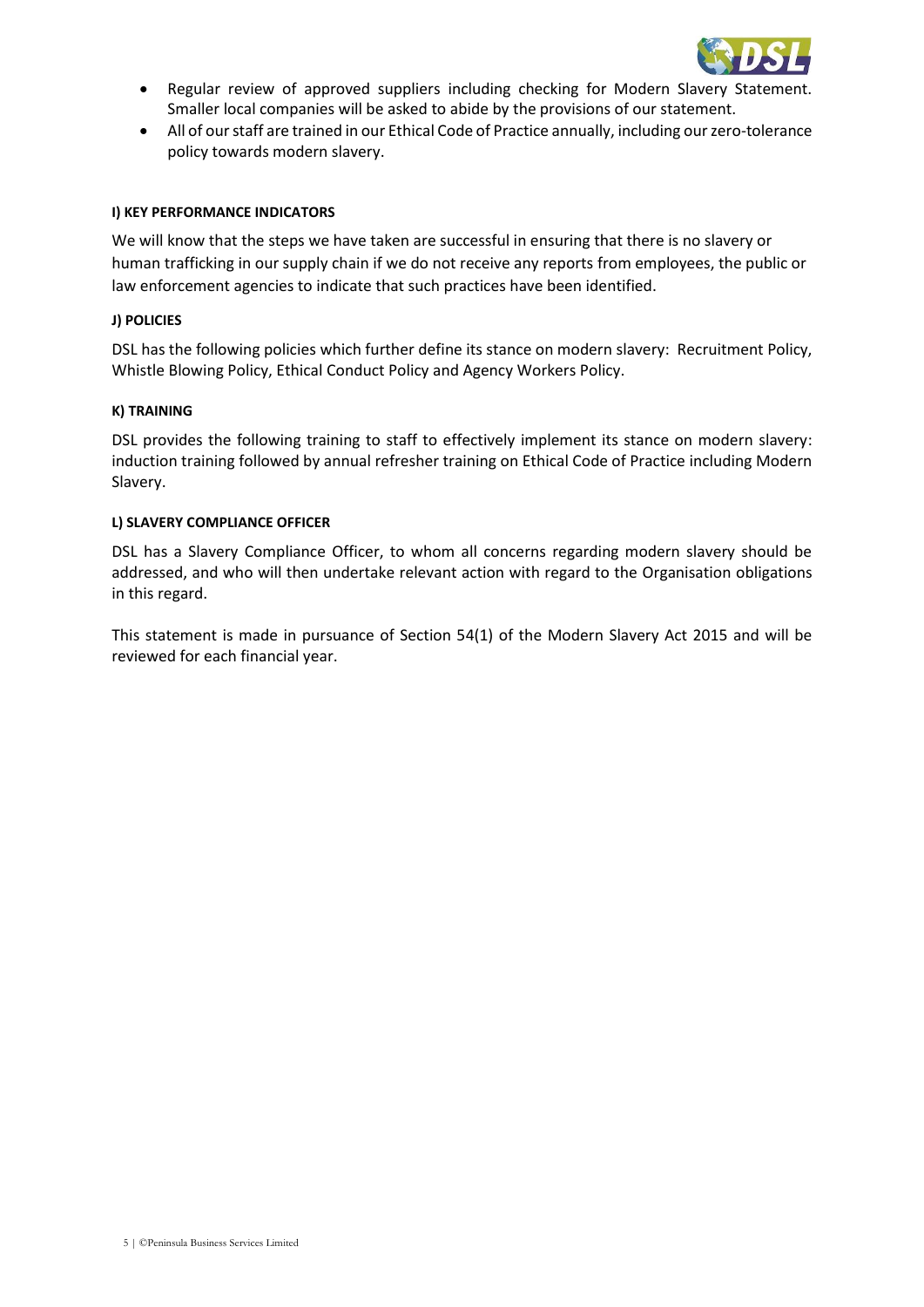- Regular review of approved suppliers including checking for Modern Slavery Statement. Smaller local companies will be asked to abide by the provisions of our statement.
- All of our staff are trained in our Ethical Code of Practice annually, including our zero-tolerance policy towards modern slavery.

**I) KEY PERFORMANCE INDICATORS**

We will know that the steps we have taken are successful in ensuring that there is no slavery or human trafficking in our supply chain if we do not receive any reports from employees, the public or law enforcement agencies to indicate that such practices have been identified.

**J) POLICIES**

DSL has the following policies which further define its stance on modern slavery: Recruitment Policy, Whistle Blowing Policy, Ethical Conduct Policy and Agency Workers Policy.

**K) TRAINING**

DSL provides the following training to staff to effectively implement its stance on modern slavery: induction training followed by annual refresher training on Ethical Code of Practice including Modern Slavery.

**L) SLAVERY COMPLIANCE OFFICER**

DSL has a Slavery Compliance Officer, to whom all concerns regarding modern slavery should be addressed, and who will then undertake relevant action with regard to the Organisation obligations in this regard.

This statement is made in pursuance of Section 54(1) of the Modern Slavery Act 2015 and will be reviewed for each financial year.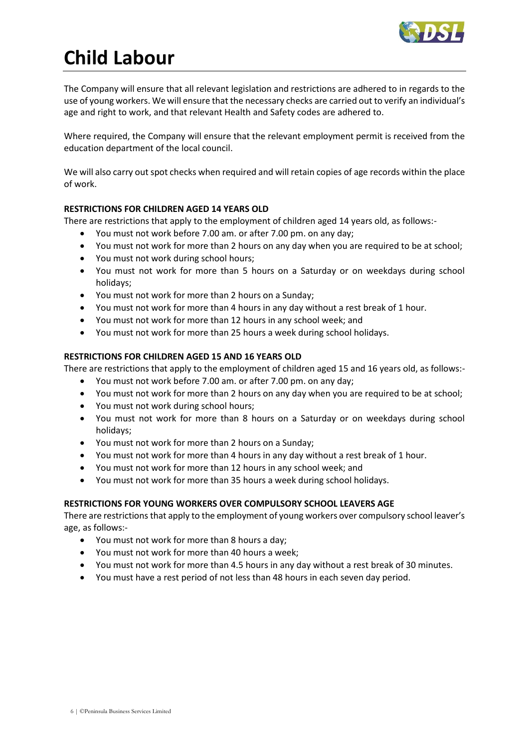# Child Labour

The Company will ensure that all relevant legislation and restrictions are adhered to in regards to the use of young workers. We will ensure that the necessary checks are carried out to verify an individual's age and right to work, and that relevant Health and Safety codes are adhered to.

Where required, the Company will ensure that the relevant employment permit is received from the education department of the local council.

We will also carry out spot checks when required and will retain copies of age records within the place of work.

**RESTRICTIONS FOR CHILDREN AGED 14 YEARS OLD**

There are restrictions that apply to the employment of children aged 14 years old, as follows:-

- You must not work before 7.00 am. or after 7.00 pm. on any day;
- You must not work for more than 2 hours on any day when you are required to be at school;
- You must not work during school hours;
- You must not work for more than 5 hours on a Saturday or on weekdays during school holidays;
- You must not work for more than 2 hours on a Sunday;
- You must not work for more than 4 hours in any day without a rest break of 1 hour.
- You must not work for more than 12 hours in any school week; and
- You must not work for more than 25 hours a week during school holidays.

**RESTRICTIONS FOR CHILDREN AGED 15 AND 16 YEARS OLD**

There are restrictions that apply to the employment of children aged 15 and 16 years old, as follows:-

- You must not work before 7.00 am. or after 7.00 pm. on any day;
- You must not work for more than 2 hours on any day when you are required to be at school;
- You must not work during school hours;
- You must not work for more than 8 hours on a Saturday or on weekdays during school holidays;
- You must not work for more than 2 hours on a Sunday;
- You must not work for more than 4 hours in any day without a rest break of 1 hour.
- You must not work for more than 12 hours in any school week; and
- You must not work for more than 35 hours a week during school holidays.

**RESTRICTIONS FOR YOUNG WORKERS OVER COMPULSORY SCHOOL LEAVERS AGE**

There are restrictions that apply to the employment of young workers over compulsory school leaver's age, as follows:-

- You must not work for more than 8 hours a day;
- You must not work for more than 40 hours a week;
- You must not work for more than 4.5 hours in any day without a rest break of 30 minutes.
- You must have a rest period of not less than 48 hours in each seven day period.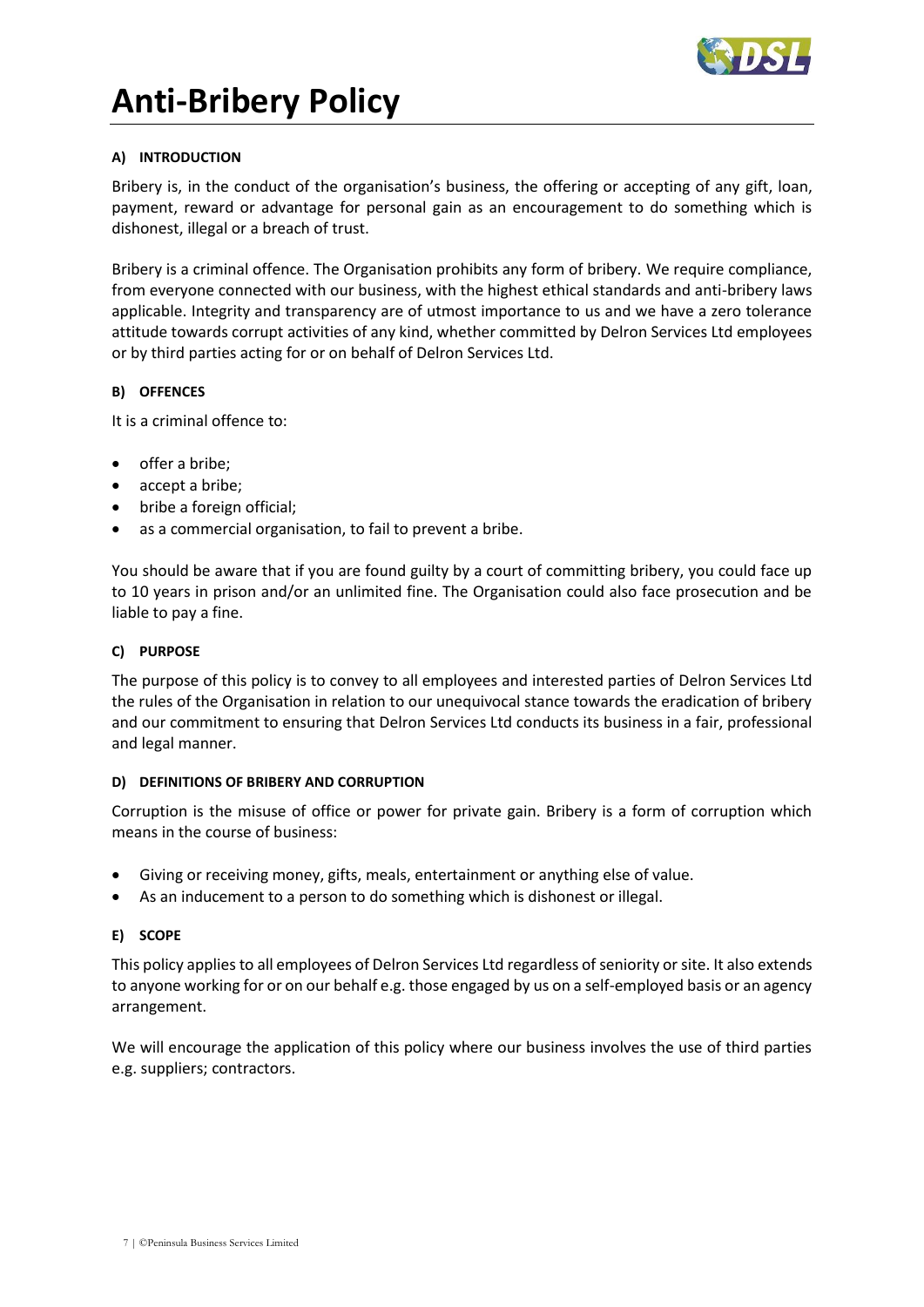# Anti-Bribery Policy

**A) INTRODUCTION**

Bribery is, in the conduct of the organisation's business, the offering or accepting of any gift, loan, payment, reward or advantage for personal gain as an encouragement to do something which is dishonest, illegal or a breach of trust.

Bribery is a criminal offence. The Organisation prohibits any form of bribery. We require compliance, from everyone connected with our business, with the highest ethical standards and anti-bribery laws applicable. Integrity and transparency are of utmost importance to us and we have a zero tolerance attitude towards corrupt activities of any kind, whether committed by Delron Services Ltd employees or by third parties acting for or on behalf of Delron Services Ltd.

**B) OFFENCES**

It is a criminal offence to:

- offer a bribe;
- accept a bribe;
- bribe a foreign official;
- as a commercial organisation, to fail to prevent a bribe.

You should be aware that if you are found guilty by a court of committing bribery, you could face up to 10 years in prison and/or an unlimited fine. The Organisation could also face prosecution and be liable to pay a fine.

**C) PURPOSE**

The purpose of this policy is to convey to all employees and interested parties of Delron Services Ltd the rules of the Organisation in relation to our unequivocal stance towards the eradication of bribery and our commitment to ensuring that Delron Services Ltd conducts its business in a fair, professional and legal manner.

**D) DEFINITIONS OF BRIBERY AND CORRUPTION**

Corruption is the misuse of office or power for private gain. Bribery is a form of corruption which means in the course of business:

- Giving or receiving money, gifts, meals, entertainment or anything else of value.
- As an inducement to a person to do something which is dishonest or illegal.

**E) SCOPE**

This policy applies to all employees of Delron Services Ltd regardless of seniority or site. It also extends to anyone working for or on our behalf e.g. those engaged by us on a self-employed basis or an agency arrangement.

We will encourage the application of this policy where our business involves the use of third parties e.g. suppliers; contractors.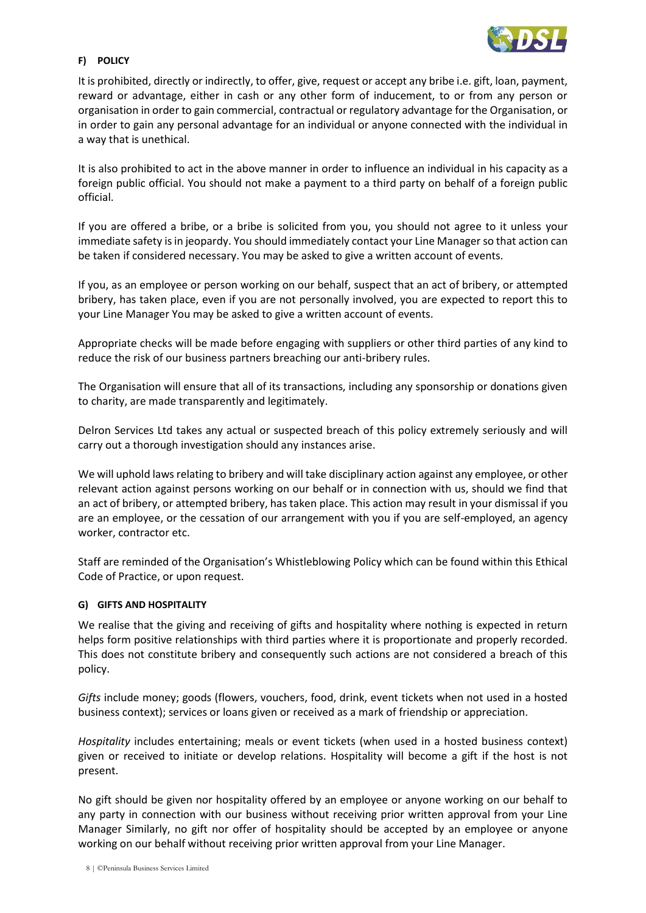#### F) POLICY

It is prohibited, directly or indirectly, to offer, give, request or accept any bribe i.e. gift, loan, payment, reward or advantage, either in cash or any other form of inducement, to or from any person or organisation in order to gain commercial, contractual or regulatory advantage for the Organisation, or in order to gain any personal advantage for an individual or anyone connected with the individual in a way that is unethical.

It is also prohibited to act in the above manner in order to influence an individual in his capacity as a foreign public official. You should not make a payment to a third party on behalf of a foreign public official.

If you are offered a bribe, or a bribe is solicited from you, you should not agree to it unless your immediate safety is in jeopardy. You should immediately contact your Line Manager so that action can be taken if considered necessary. You may be asked to give a written account of events.

If you, as an employee or person working on our behalf, suspect that an act of bribery, or attempted bribery, has taken place, even if you are not personally involved, you are expected to report this to your Line Manager You may be asked to give a written account of events.

Appropriate checks will be made before engaging with suppliers or other third parties of any kind to reduce the risk of our business partners breaching our anti-bribery rules.

The Organisation will ensure that all of its transactions, including any sponsorship or donations given to charity, are made transparently and legitimately.

Delron Services Ltd takes any actual or suspected breach of this policy extremely seriously and will carry out a thorough investigation should any instances arise.

We will uphold laws relating to bribery and will take disciplinary action against any employee, or other relevant action against persons working on our behalf or in connection with us, should we find that an act of bribery, or attempted bribery, has taken place. This action may result in your dismissal if you are an employee, or the cessation of our arrangement with you if you are self-employed, an agency worker, contractor etc.

Staff are reminded of the Organisation's Whistleblowing Policy which can be found within this Ethical Code of Practice, or upon request.

#### G) GIFTS AND HOSPITALITY

We realise that the giving and receiving of gifts and hospitality where nothing is expected in return helps form positive relationships with third parties where it is proportionate and properly recorded. This does not constitute bribery and consequently such actions are not considered a breach of this policy.

*Gifts* include money; goods (flowers, vouchers, food, drink, event tickets when not used in a hosted business context); services or loans given or received as a mark of friendship or appreciation.

*Hospitality* includes entertaining; meals or event tickets (when used in a hosted business context) given or received to initiate or develop relations. Hospitality will become a gift if the host is not present.

No gift should be given nor hospitality offered by an employee or anyone working on our behalf to any party in connection with our business without receiving prior written approval from your Line Manager Similarly, no gift nor offer of hospitality should be accepted by an employee or anyone working on our behalf without receiving prior written approval from your Line Manager.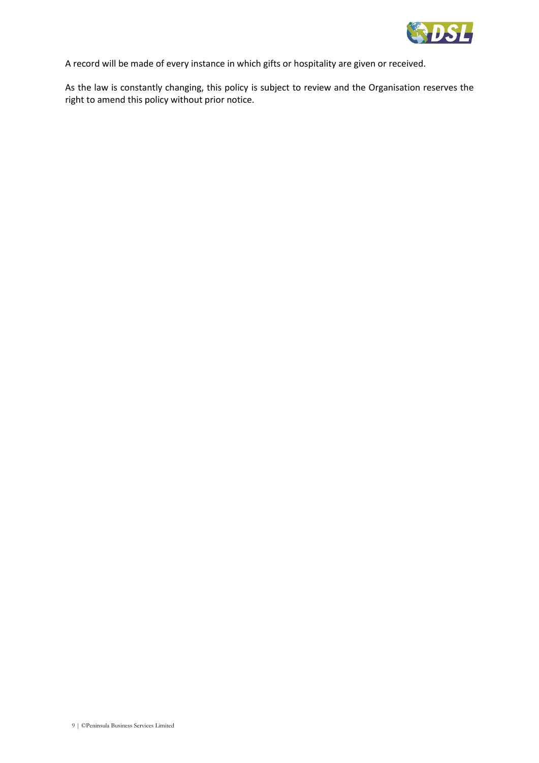A record will be made of every instance in which gifts or hospitality are given or received.

As the law is constantly changing, this policy is subject to review and the Organisation reserves the right to amend this policy without prior notice.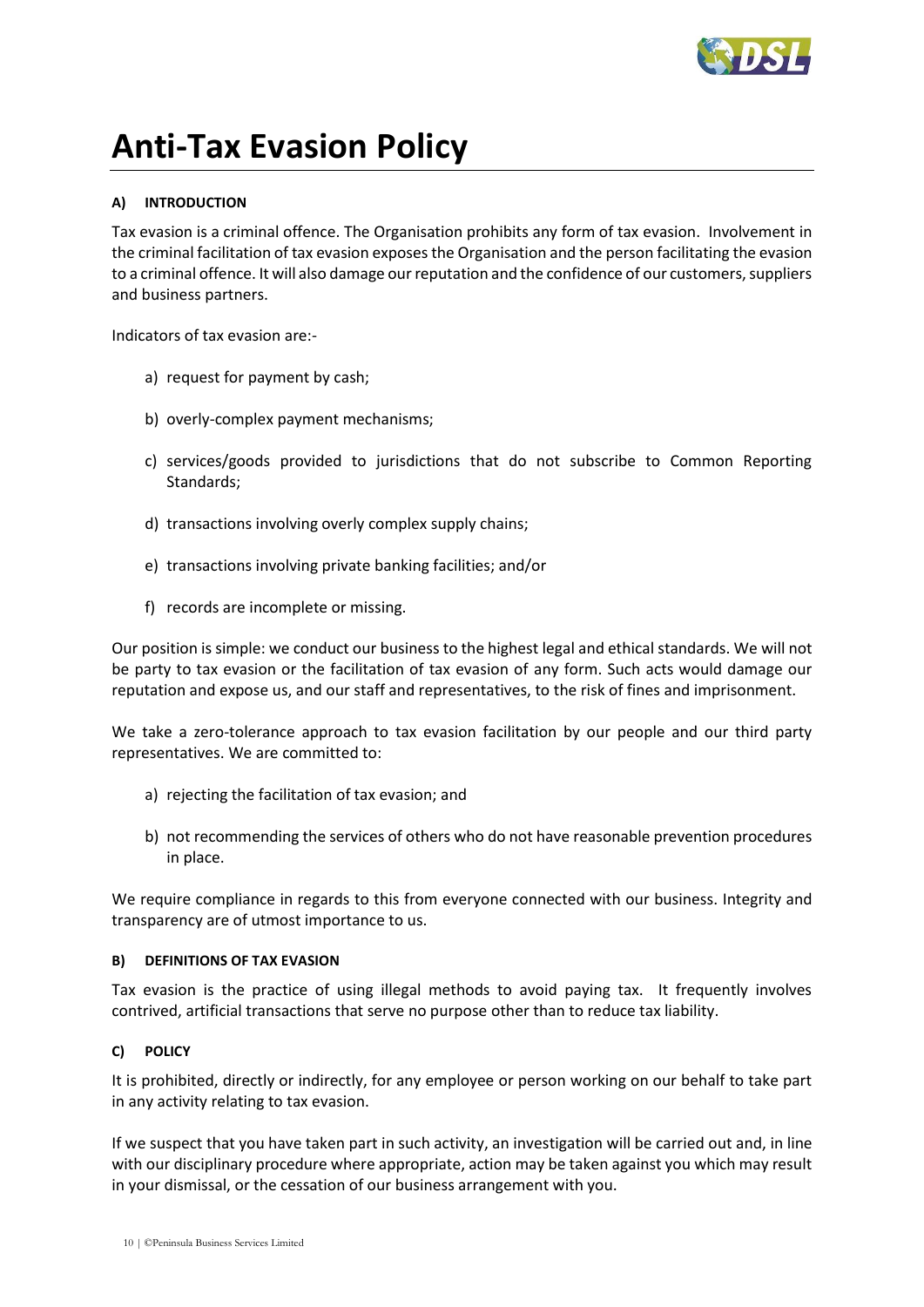# Anti-Tax Evasion Policy

**A) INTRODUCTION**

Tax evasion is a criminal offence. The Organisation prohibits any form of tax evasion. Involvement in the criminal facilitation of tax evasion exposes the Organisation and the person facilitating the evasion to a criminal offence. It will also damage our reputation and the confidence of our customers, suppliers and business partners.

Indicators of tax evasion are:-

a) request for payment by cash;

b) overly-complex payment mechanisms;

c) services/goods provided to jurisdictions that do not subscribe to Common Reporting Standards;

d) transactions involving overly complex supply chains;

e) transactions involving private banking facilities; and/or

f) records are incomplete or missing.

Our position is simple: we conduct our business to the highest legal and ethical standards. We will not be party to tax evasion or the facilitation of tax evasion of any form. Such acts would damage our reputation and expose us, and our staff and representatives, to the risk of fines and imprisonment.

We take a zero-tolerance approach to tax evasion facilitation by our people and our third party representatives. We are committed to:

a) rejecting the facilitation of tax evasion; and

b) not recommending the services of others who do not have reasonable prevention procedures in place.

We require compliance in regards to this from everyone connected with our business. Integrity and transparency are of utmost importance to us.

**B) DEFINITIONS OF TAX EVASION**

Tax evasion is the practice of using illegal methods to avoid paying tax. It frequently involves contrived, artificial transactions that serve no purpose other than to reduce tax liability.

**C) POLICY**

It is prohibited, directly or indirectly, for any employee or person working on our behalf to take part in any activity relating to tax evasion.

If we suspect that you have taken part in such activity, an investigation will be carried out and, in line with our disciplinary procedure where appropriate, action may be taken against you which may result in your dismissal, or the cessation of our business arrangement with you.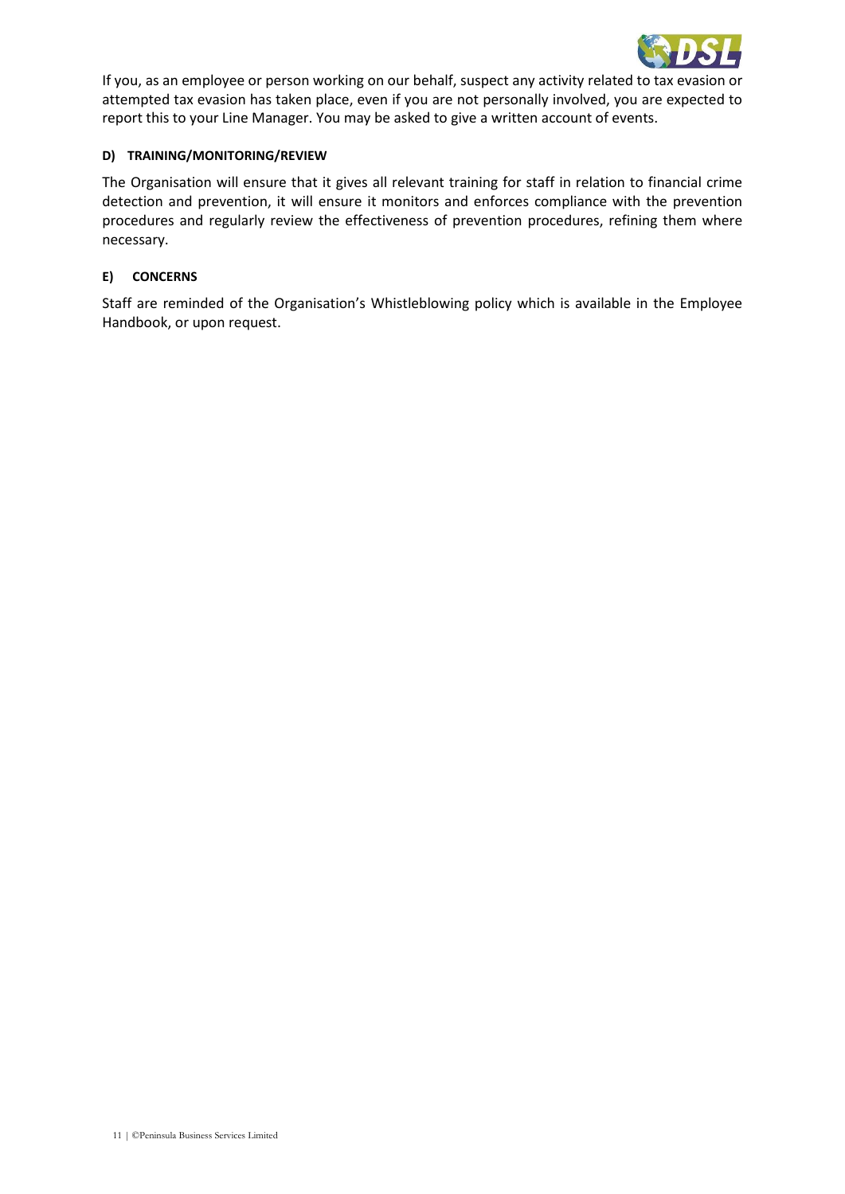If you, as an employee or person working on our behalf, suspect any activity related to tax evasion or attempted tax evasion has taken place, even if you are not personally involved, you are expected to report this to your Line Manager. You may be asked to give a written account of events.

#### D) TRAINING/MONITORING/REVIEW

The Organisation will ensure that it gives all relevant training for staff in relation to financial crime detection and prevention, it will ensure it monitors and enforces compliance with the prevention procedures and regularly review the effectiveness of prevention procedures, refining them where necessary.

#### E) CONCERNS

Staff are reminded of the Organisation's Whistleblowing policy which is available in the Employee Handbook, or upon request.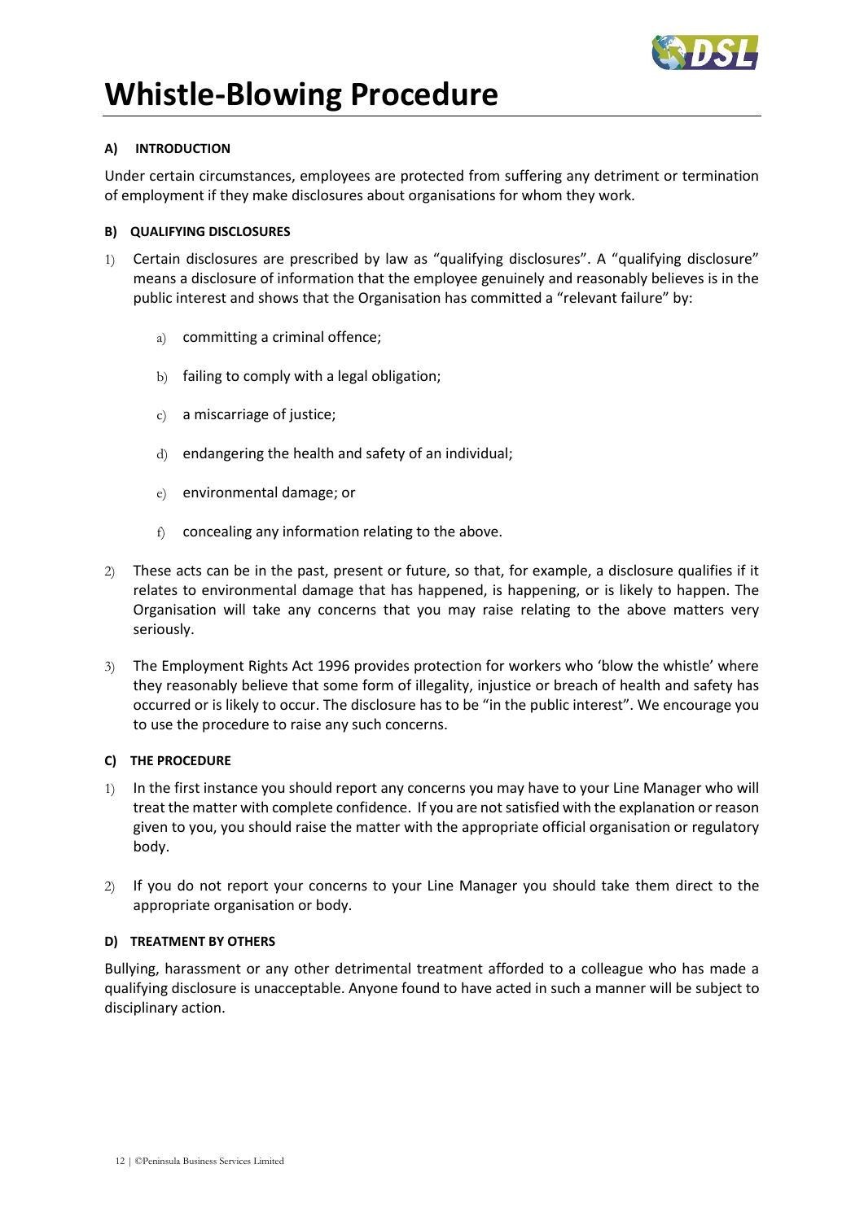# Whistle-Blowing Procedure

**A) INTRODUCTION**

Under certain circumstances, employees are protected from suffering any detriment or termination of employment if they make disclosures about organisations for whom they work.

**B) QUALIFYING DISCLOSURES**

1) Certain disclosures are prescribed by law as "qualifying disclosures". A "qualifying disclosure" means a disclosure of information that the employee genuinely and reasonably believes is in the public interest and shows that the Organisation has committed a "relevant failure" by:

   a) committing a criminal offence;

   b) failing to comply with a legal obligation;

   c) a miscarriage of justice;

   d) endangering the health and safety of an individual;

   e) environmental damage; or

   f) concealing any information relating to the above.

2) These acts can be in the past, present or future, so that, for example, a disclosure qualifies if it relates to environmental damage that has happened, is happening, or is likely to happen. The Organisation will take any concerns that you may raise relating to the above matters very seriously.

3) The Employment Rights Act 1996 provides protection for workers who 'blow the whistle' where they reasonably believe that some form of illegality, injustice or breach of health and safety has occurred or is likely to occur. The disclosure has to be "in the public interest". We encourage you to use the procedure to raise any such concerns.

**C) THE PROCEDURE**

1) In the first instance you should report any concerns you may have to your Line Manager who will treat the matter with complete confidence. If you are not satisfied with the explanation or reason given to you, you should raise the matter with the appropriate official organisation or regulatory body.

2) If you do not report your concerns to your Line Manager you should take them direct to the appropriate organisation or body.

**D) TREATMENT BY OTHERS**

Bullying, harassment or any other detrimental treatment afforded to a colleague who has made a qualifying disclosure is unacceptable. Anyone found to have acted in such a manner will be subject to disciplinary action.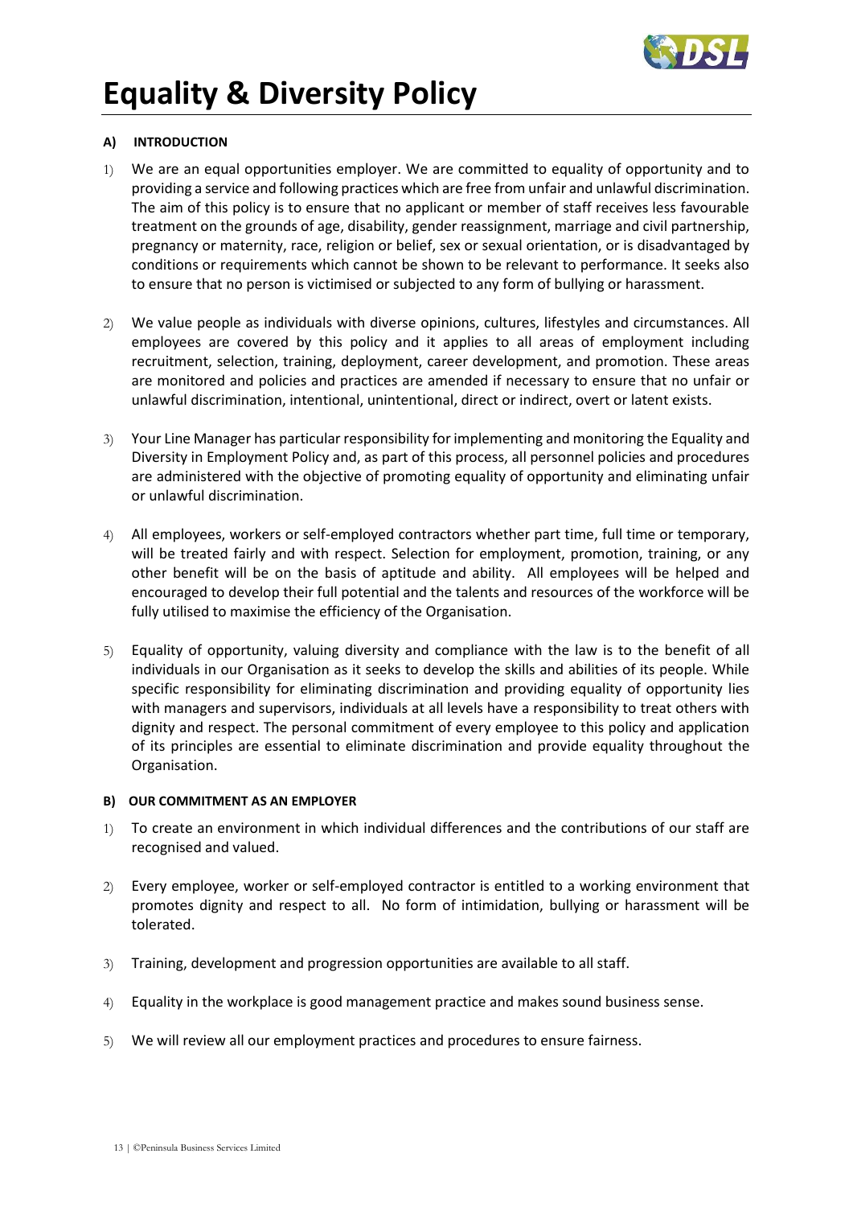# Equality & Diversity Policy

**A) INTRODUCTION**

1) We are an equal opportunities employer. We are committed to equality of opportunity and to providing a service and following practices which are free from unfair and unlawful discrimination. The aim of this policy is to ensure that no applicant or member of staff receives less favourable treatment on the grounds of age, disability, gender reassignment, marriage and civil partnership, pregnancy or maternity, race, religion or belief, sex or sexual orientation, or is disadvantaged by conditions or requirements which cannot be shown to be relevant to performance. It seeks also to ensure that no person is victimised or subjected to any form of bullying or harassment.

2) We value people as individuals with diverse opinions, cultures, lifestyles and circumstances. All employees are covered by this policy and it applies to all areas of employment including recruitment, selection, training, deployment, career development, and promotion. These areas are monitored and policies and practices are amended if necessary to ensure that no unfair or unlawful discrimination, intentional, unintentional, direct or indirect, overt or latent exists.

3) Your Line Manager has particular responsibility for implementing and monitoring the Equality and Diversity in Employment Policy and, as part of this process, all personnel policies and procedures are administered with the objective of promoting equality of opportunity and eliminating unfair or unlawful discrimination.

4) All employees, workers or self-employed contractors whether part time, full time or temporary, will be treated fairly and with respect. Selection for employment, promotion, training, or any other benefit will be on the basis of aptitude and ability. All employees will be helped and encouraged to develop their full potential and the talents and resources of the workforce will be fully utilised to maximise the efficiency of the Organisation.

5) Equality of opportunity, valuing diversity and compliance with the law is to the benefit of all individuals in our Organisation as it seeks to develop the skills and abilities of its people. While specific responsibility for eliminating discrimination and providing equality of opportunity lies with managers and supervisors, individuals at all levels have a responsibility to treat others with dignity and respect. The personal commitment of every employee to this policy and application of its principles are essential to eliminate discrimination and provide equality throughout the Organisation.

**B) OUR COMMITMENT AS AN EMPLOYER**

1) To create an environment in which individual differences and the contributions of our staff are recognised and valued.

2) Every employee, worker or self-employed contractor is entitled to a working environment that promotes dignity and respect to all. No form of intimidation, bullying or harassment will be tolerated.

3) Training, development and progression opportunities are available to all staff.

4) Equality in the workplace is good management practice and makes sound business sense.

5) We will review all our employment practices and procedures to ensure fairness.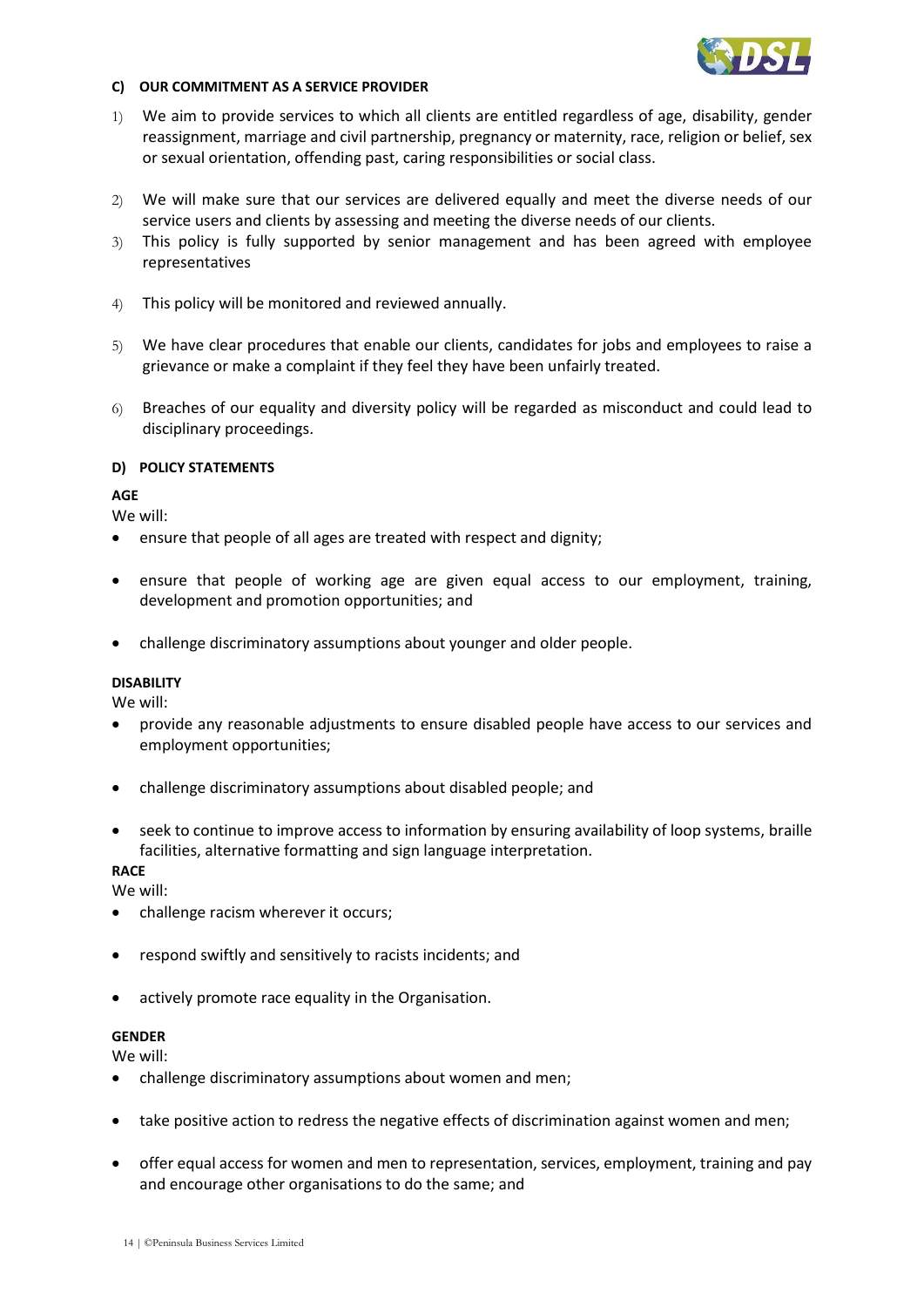**C) OUR COMMITMENT AS A SERVICE PROVIDER**

1) We aim to provide services to which all clients are entitled regardless of age, disability, gender reassignment, marriage and civil partnership, pregnancy or maternity, race, religion or belief, sex or sexual orientation, offending past, caring responsibilities or social class.

2) We will make sure that our services are delivered equally and meet the diverse needs of our service users and clients by assessing and meeting the diverse needs of our clients.

3) This policy is fully supported by senior management and has been agreed with employee representatives

4) This policy will be monitored and reviewed annually.

5) We have clear procedures that enable our clients, candidates for jobs and employees to raise a grievance or make a complaint if they feel they have been unfairly treated.

6) Breaches of our equality and diversity policy will be regarded as misconduct and could lead to disciplinary proceedings.

**D) POLICY STATEMENTS**

**AGE**

We will:

- ensure that people of all ages are treated with respect and dignity;
- ensure that people of working age are given equal access to our employment, training, development and promotion opportunities; and
- challenge discriminatory assumptions about younger and older people.

**DISABILITY**

We will:

- provide any reasonable adjustments to ensure disabled people have access to our services and employment opportunities;
- challenge discriminatory assumptions about disabled people; and
- seek to continue to improve access to information by ensuring availability of loop systems, braille facilities, alternative formatting and sign language interpretation.

**RACE**

We will:

- challenge racism wherever it occurs;
- respond swiftly and sensitively to racists incidents; and
- actively promote race equality in the Organisation.

**GENDER**

We will:

- challenge discriminatory assumptions about women and men;
- take positive action to redress the negative effects of discrimination against women and men;
- offer equal access for women and men to representation, services, employment, training and pay and encourage other organisations to do the same; and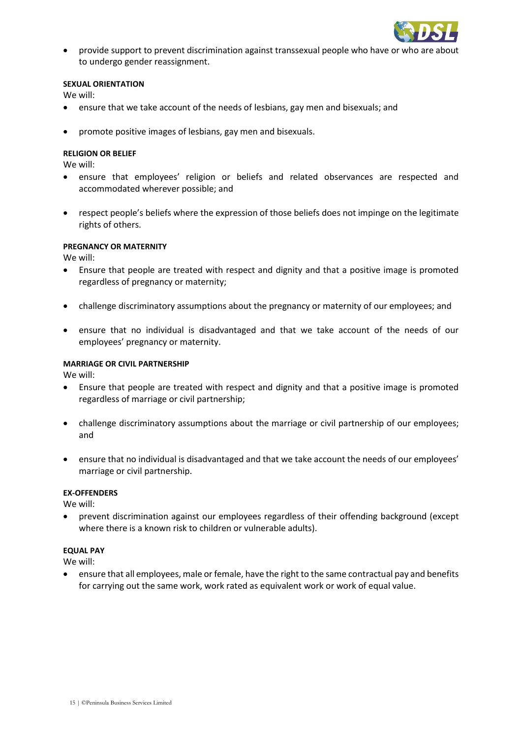- provide support to prevent discrimination against transsexual people who have or who are about to undergo gender reassignment.

**SEXUAL ORIENTATION**

We will:

- ensure that we take account of the needs of lesbians, gay men and bisexuals; and
- promote positive images of lesbians, gay men and bisexuals.

**RELIGION OR BELIEF**

We will:

- ensure that employees' religion or beliefs and related observances are respected and accommodated wherever possible; and
- respect people's beliefs where the expression of those beliefs does not impinge on the legitimate rights of others.

**PREGNANCY OR MATERNITY**

We will:

- Ensure that people are treated with respect and dignity and that a positive image is promoted regardless of pregnancy or maternity;
- challenge discriminatory assumptions about the pregnancy or maternity of our employees; and
- ensure that no individual is disadvantaged and that we take account of the needs of our employees' pregnancy or maternity.

**MARRIAGE OR CIVIL PARTNERSHIP**

We will:

- Ensure that people are treated with respect and dignity and that a positive image is promoted regardless of marriage or civil partnership;
- challenge discriminatory assumptions about the marriage or civil partnership of our employees; and
- ensure that no individual is disadvantaged and that we take account the needs of our employees' marriage or civil partnership.

**EX-OFFENDERS**

We will:

- prevent discrimination against our employees regardless of their offending background (except where there is a known risk to children or vulnerable adults).

**EQUAL PAY**

We will:

- ensure that all employees, male or female, have the right to the same contractual pay and benefits for carrying out the same work, work rated as equivalent work or work of equal value.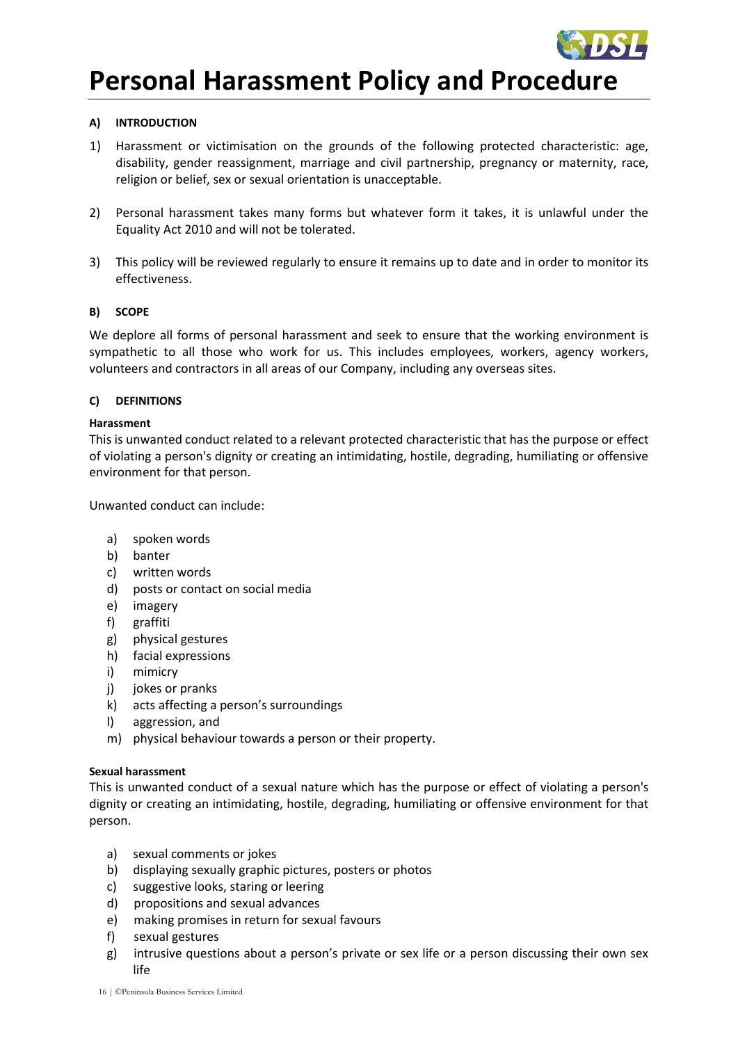# Personal Harassment Policy and Procedure

**A) INTRODUCTION**

1) Harassment or victimisation on the grounds of the following protected characteristic: age, disability, gender reassignment, marriage and civil partnership, pregnancy or maternity, race, religion or belief, sex or sexual orientation is unacceptable.

2) Personal harassment takes many forms but whatever form it takes, it is unlawful under the Equality Act 2010 and will not be tolerated.

3) This policy will be reviewed regularly to ensure it remains up to date and in order to monitor its effectiveness.

**B) SCOPE**

We deplore all forms of personal harassment and seek to ensure that the working environment is sympathetic to all those who work for us. This includes employees, workers, agency workers, volunteers and contractors in all areas of our Company, including any overseas sites.

**C) DEFINITIONS**

**Harassment**

This is unwanted conduct related to a relevant protected characteristic that has the purpose or effect of violating a person's dignity or creating an intimidating, hostile, degrading, humiliating or offensive environment for that person.

Unwanted conduct can include:

a) spoken words
b) banter
c) written words
d) posts or contact on social media
e) imagery
f) graffiti
g) physical gestures
h) facial expressions
i) mimicry
j) jokes or pranks
k) acts affecting a person's surroundings
l) aggression, and
m) physical behaviour towards a person or their property.

**Sexual harassment**

This is unwanted conduct of a sexual nature which has the purpose or effect of violating a person's dignity or creating an intimidating, hostile, degrading, humiliating or offensive environment for that person.

a) sexual comments or jokes
b) displaying sexually graphic pictures, posters or photos
c) suggestive looks, staring or leering
d) propositions and sexual advances
e) making promises in return for sexual favours
f) sexual gestures
g) intrusive questions about a person's private or sex life or a person discussing their own sex life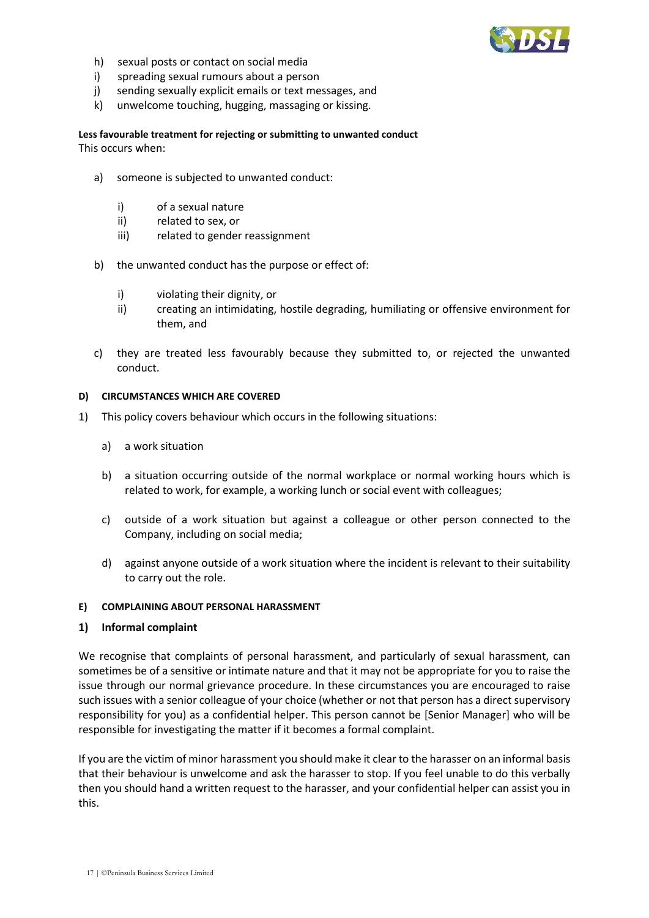h) sexual posts or contact on social media
i) spreading sexual rumours about a person
j) sending sexually explicit emails or text messages, and
k) unwelcome touching, hugging, massaging or kissing.

**Less favourable treatment for rejecting or submitting to unwanted conduct**
This occurs when:

a) someone is subjected to unwanted conduct:

   i) of a sexual nature
   ii) related to sex, or
   iii) related to gender reassignment

b) the unwanted conduct has the purpose or effect of:

   i) violating their dignity, or
   ii) creating an intimidating, hostile degrading, humiliating or offensive environment for them, and

c) they are treated less favourably because they submitted to, or rejected the unwanted conduct.

#### D) CIRCUMSTANCES WHICH ARE COVERED

1) This policy covers behaviour which occurs in the following situations:

   a) a work situation

   b) a situation occurring outside of the normal workplace or normal working hours which is related to work, for example, a working lunch or social event with colleagues;

   c) outside of a work situation but against a colleague or other person connected to the Company, including on social media;

   d) against anyone outside of a work situation where the incident is relevant to their suitability to carry out the role.

#### E) COMPLAINING ABOUT PERSONAL HARASSMENT

#### 1) Informal complaint

We recognise that complaints of personal harassment, and particularly of sexual harassment, can sometimes be of a sensitive or intimate nature and that it may not be appropriate for you to raise the issue through our normal grievance procedure. In these circumstances you are encouraged to raise such issues with a senior colleague of your choice (whether or not that person has a direct supervisory responsibility for you) as a confidential helper. This person cannot be [Senior Manager] who will be responsible for investigating the matter if it becomes a formal complaint.

If you are the victim of minor harassment you should make it clear to the harasser on an informal basis that their behaviour is unwelcome and ask the harasser to stop. If you feel unable to do this verbally then you should hand a written request to the harasser, and your confidential helper can assist you in this.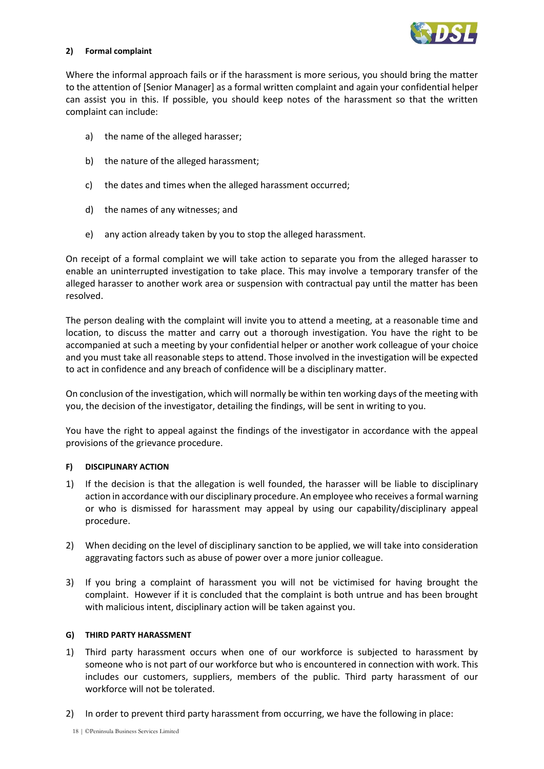**2) Formal complaint**

Where the informal approach fails or if the harassment is more serious, you should bring the matter to the attention of [Senior Manager] as a formal written complaint and again your confidential helper can assist you in this. If possible, you should keep notes of the harassment so that the written complaint can include:

a) the name of the alleged harasser;

b) the nature of the alleged harassment;

c) the dates and times when the alleged harassment occurred;

d) the names of any witnesses; and

e) any action already taken by you to stop the alleged harassment.

On receipt of a formal complaint we will take action to separate you from the alleged harasser to enable an uninterrupted investigation to take place. This may involve a temporary transfer of the alleged harasser to another work area or suspension with contractual pay until the matter has been resolved.

The person dealing with the complaint will invite you to attend a meeting, at a reasonable time and location, to discuss the matter and carry out a thorough investigation. You have the right to be accompanied at such a meeting by your confidential helper or another work colleague of your choice and you must take all reasonable steps to attend. Those involved in the investigation will be expected to act in confidence and any breach of confidence will be a disciplinary matter.

On conclusion of the investigation, which will normally be within ten working days of the meeting with you, the decision of the investigator, detailing the findings, will be sent in writing to you.

You have the right to appeal against the findings of the investigator in accordance with the appeal provisions of the grievance procedure.

**F) DISCIPLINARY ACTION**

1) If the decision is that the allegation is well founded, the harasser will be liable to disciplinary action in accordance with our disciplinary procedure. An employee who receives a formal warning or who is dismissed for harassment may appeal by using our capability/disciplinary appeal procedure.

2) When deciding on the level of disciplinary sanction to be applied, we will take into consideration aggravating factors such as abuse of power over a more junior colleague.

3) If you bring a complaint of harassment you will not be victimised for having brought the complaint. However if it is concluded that the complaint is both untrue and has been brought with malicious intent, disciplinary action will be taken against you.

**G) THIRD PARTY HARASSMENT**

1) Third party harassment occurs when one of our workforce is subjected to harassment by someone who is not part of our workforce but who is encountered in connection with work. This includes our customers, suppliers, members of the public. Third party harassment of our workforce will not be tolerated.

2) In order to prevent third party harassment from occurring, we have the following in place: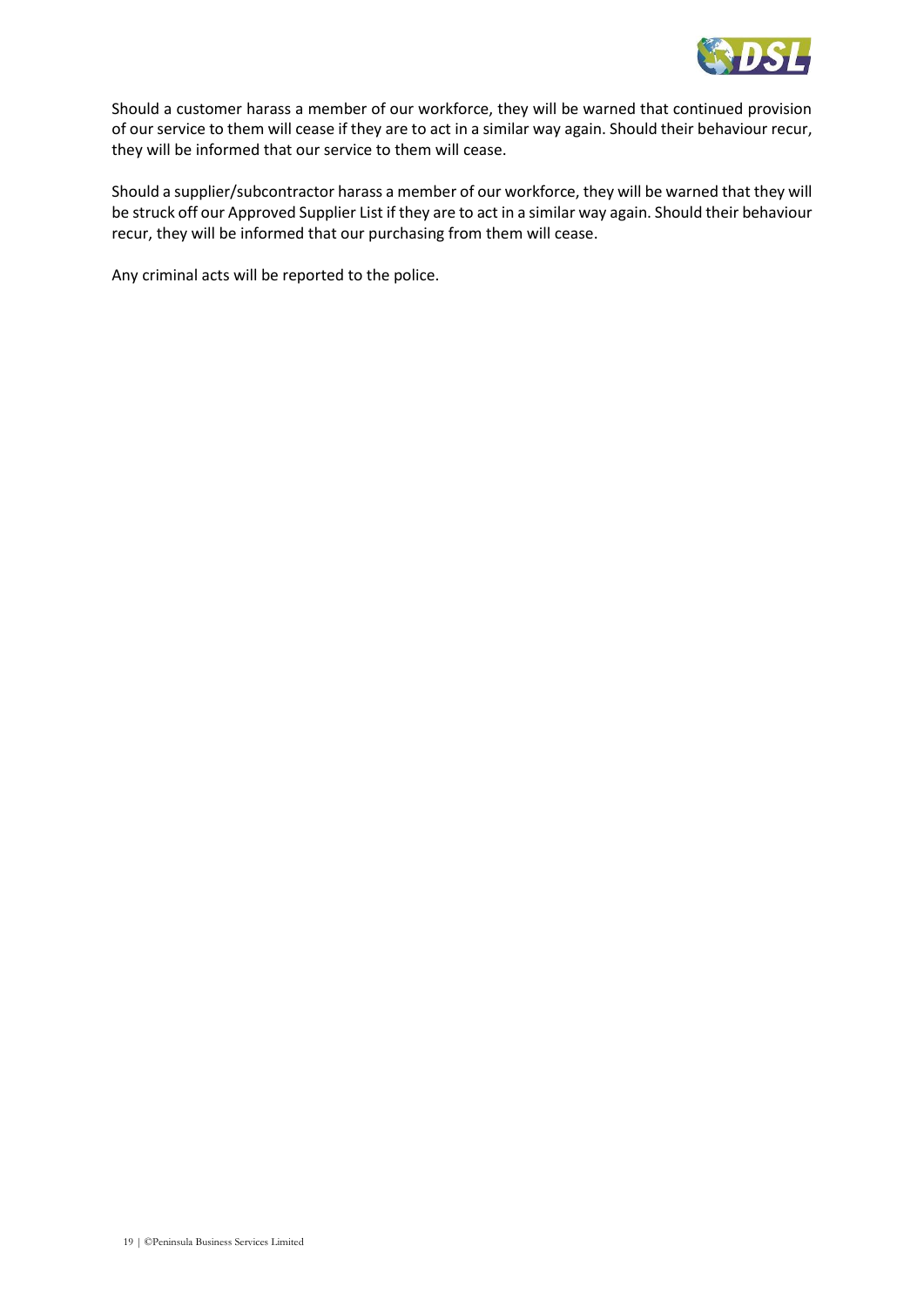Should a customer harass a member of our workforce, they will be warned that continued provision of our service to them will cease if they are to act in a similar way again. Should their behaviour recur, they will be informed that our service to them will cease.

Should a supplier/subcontractor harass a member of our workforce, they will be warned that they will be struck off our Approved Supplier List if they are to act in a similar way again. Should their behaviour recur, they will be informed that our purchasing from them will cease.

Any criminal acts will be reported to the police.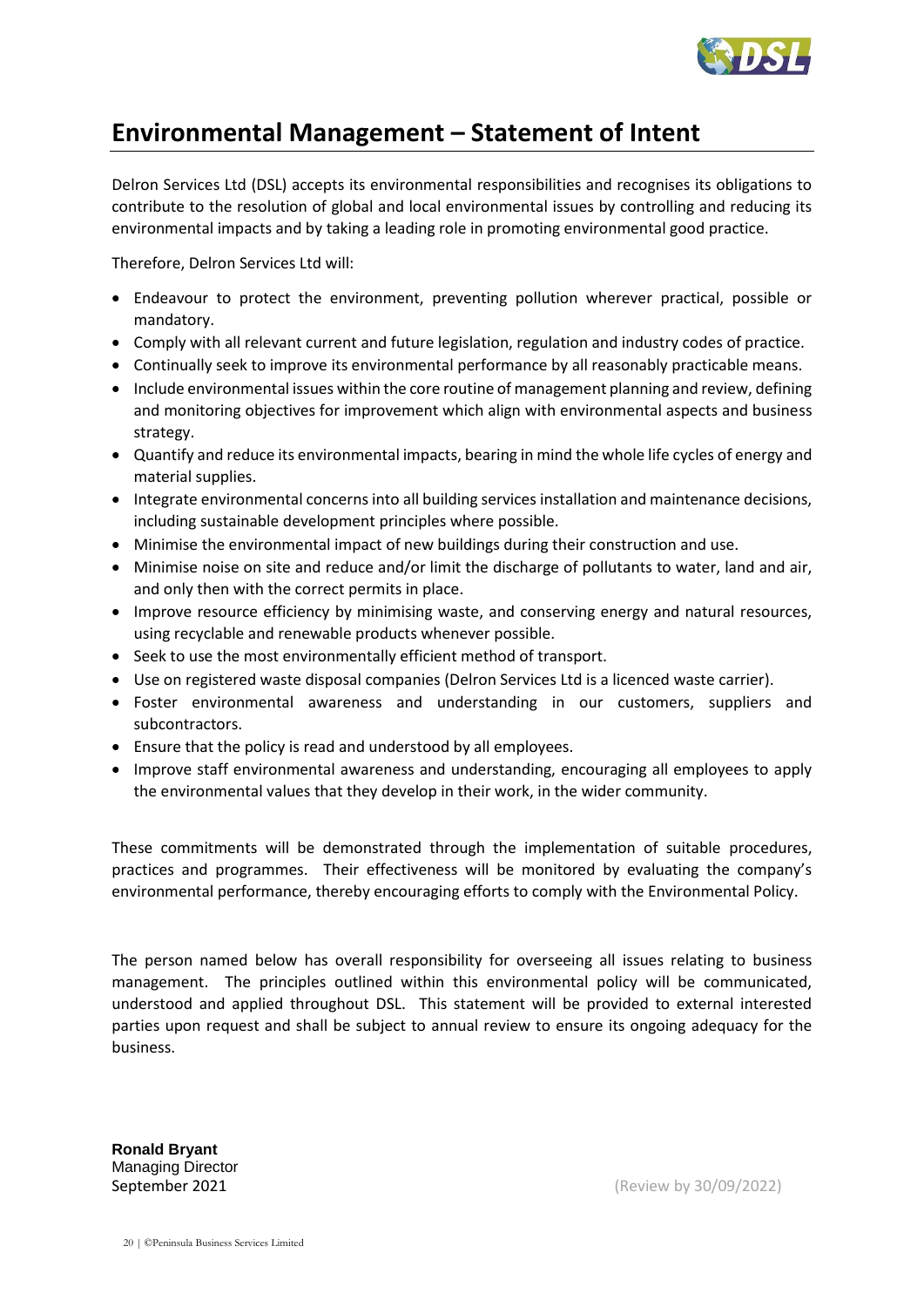# Environmental Management – Statement of Intent

Delron Services Ltd (DSL) accepts its environmental responsibilities and recognises its obligations to contribute to the resolution of global and local environmental issues by controlling and reducing its environmental impacts and by taking a leading role in promoting environmental good practice.

Therefore, Delron Services Ltd will:

- Endeavour to protect the environment, preventing pollution wherever practical, possible or mandatory.
- Comply with all relevant current and future legislation, regulation and industry codes of practice.
- Continually seek to improve its environmental performance by all reasonably practicable means.
- Include environmental issues within the core routine of management planning and review, defining and monitoring objectives for improvement which align with environmental aspects and business strategy.
- Quantify and reduce its environmental impacts, bearing in mind the whole life cycles of energy and material supplies.
- Integrate environmental concerns into all building services installation and maintenance decisions, including sustainable development principles where possible.
- Minimise the environmental impact of new buildings during their construction and use.
- Minimise noise on site and reduce and/or limit the discharge of pollutants to water, land and air, and only then with the correct permits in place.
- Improve resource efficiency by minimising waste, and conserving energy and natural resources, using recyclable and renewable products whenever possible.
- Seek to use the most environmentally efficient method of transport.
- Use on registered waste disposal companies (Delron Services Ltd is a licenced waste carrier).
- Foster environmental awareness and understanding in our customers, suppliers and subcontractors.
- Ensure that the policy is read and understood by all employees.
- Improve staff environmental awareness and understanding, encouraging all employees to apply the environmental values that they develop in their work, in the wider community.

These commitments will be demonstrated through the implementation of suitable procedures, practices and programmes. Their effectiveness will be monitored by evaluating the company's environmental performance, thereby encouraging efforts to comply with the Environmental Policy.

The person named below has overall responsibility for overseeing all issues relating to business management. The principles outlined within this environmental policy will be communicated, understood and applied throughout DSL. This statement will be provided to external interested parties upon request and shall be subject to annual review to ensure its ongoing adequacy for the business.

**Ronald Bryant**
Managing Director
September 2021

(Review by 30/09/2022)